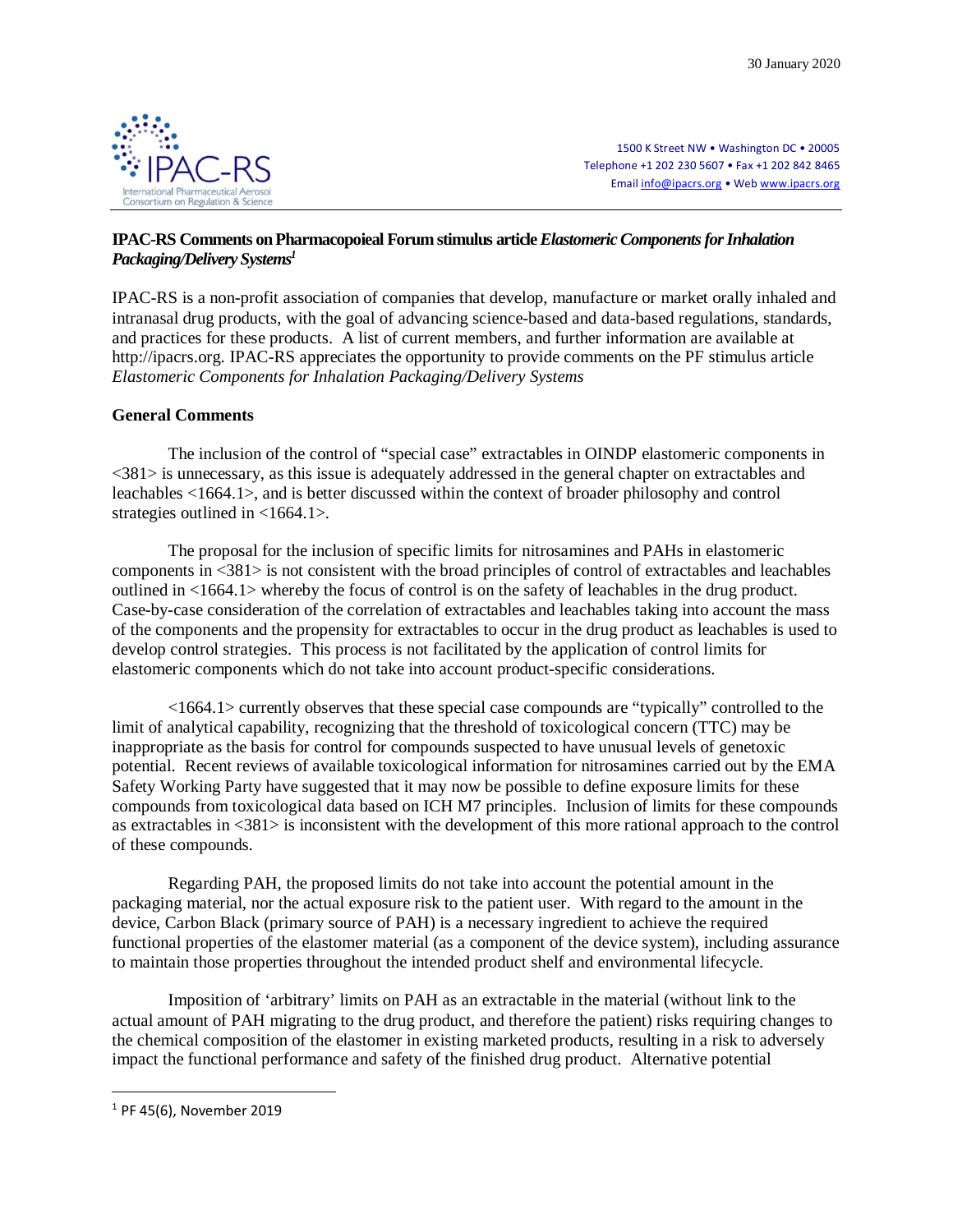30 January 2020

IPAC-RS
International Pharmaceutical Aerosol Consortium on Regulation & Science

1500 K Street NW • Washington DC • 20005
Telephone +1 202 230 5607 • Fax +1 202 842 8465
Email info@ipacrs.org • Web www.ipacrs.org

**IPAC-RS Comments on Pharmacopoieal Forum stimulus article *Elastomeric Components for Inhalation Packaging/Delivery Systems*[1]**

IPAC-RS is a non-profit association of companies that develop, manufacture or market orally inhaled and intranasal drug products, with the goal of advancing science-based and data-based regulations, standards, and practices for these products. A list of current members, and further information are available at http://ipacrs.org. IPAC-RS appreciates the opportunity to provide comments on the PF stimulus article *Elastomeric Components for Inhalation Packaging/Delivery Systems*

## General Comments

The inclusion of the control of "special case" extractables in OINDP elastomeric components in <381> is unnecessary, as this issue is adequately addressed in the general chapter on extractables and leachables <1664.1>, and is better discussed within the context of broader philosophy and control strategies outlined in <1664.1>.

The proposal for the inclusion of specific limits for nitrosamines and PAHs in elastomeric components in <381> is not consistent with the broad principles of control of extractables and leachables outlined in <1664.1> whereby the focus of control is on the safety of leachables in the drug product. Case-by-case consideration of the correlation of extractables and leachables taking into account the mass of the components and the propensity for extractables to occur in the drug product as leachables is used to develop control strategies. This process is not facilitated by the application of control limits for elastomeric components which do not take into account product-specific considerations.

<1664.1> currently observes that these special case compounds are "typically" controlled to the limit of analytical capability, recognizing that the threshold of toxicological concern (TTC) may be inappropriate as the basis for control for compounds suspected to have unusual levels of genetoxic potential. Recent reviews of available toxicological information for nitrosamines carried out by the EMA Safety Working Party have suggested that it may now be possible to define exposure limits for these compounds from toxicological data based on ICH M7 principles. Inclusion of limits for these compounds as extractables in <381> is inconsistent with the development of this more rational approach to the control of these compounds.

Regarding PAH, the proposed limits do not take into account the potential amount in the packaging material, nor the actual exposure risk to the patient user. With regard to the amount in the device, Carbon Black (primary source of PAH) is a necessary ingredient to achieve the required functional properties of the elastomer material (as a component of the device system), including assurance to maintain those properties throughout the intended product shelf and environmental lifecycle.

Imposition of 'arbitrary' limits on PAH as an extractable in the material (without link to the actual amount of PAH migrating to the drug product, and therefore the patient) risks requiring changes to the chemical composition of the elastomer in existing marketed products, resulting in a risk to adversely impact the functional performance and safety of the finished drug product. Alternative potential

[1] PF 45(6), November 2019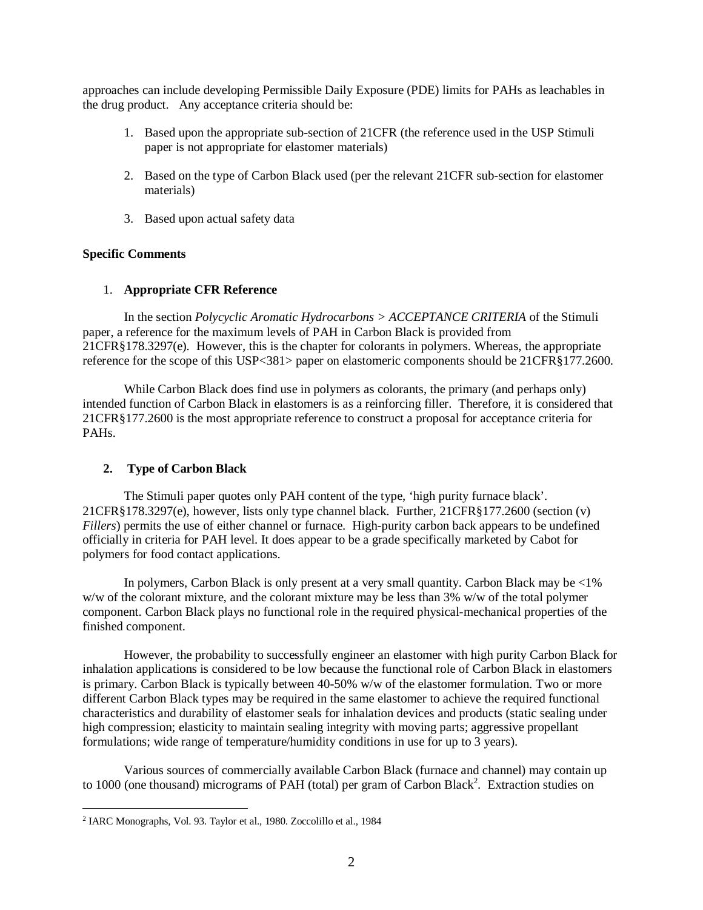approaches can include developing Permissible Daily Exposure (PDE) limits for PAHs as leachables in the drug product. Any acceptance criteria should be:

1. Based upon the appropriate sub-section of 21CFR (the reference used in the USP Stimuli paper is not appropriate for elastomer materials)
2. Based on the type of Carbon Black used (per the relevant 21CFR sub-section for elastomer materials)
3. Based upon actual safety data

**Specific Comments**

1. **Appropriate CFR Reference**

In the section *Polycyclic Aromatic Hydrocarbons > ACCEPTANCE CRITERIA* of the Stimuli paper, a reference for the maximum levels of PAH in Carbon Black is provided from 21CFR§178.3297(e). However, this is the chapter for colorants in polymers. Whereas, the appropriate reference for the scope of this USP<381> paper on elastomeric components should be 21CFR§177.2600.

While Carbon Black does find use in polymers as colorants, the primary (and perhaps only) intended function of Carbon Black in elastomers is as a reinforcing filler. Therefore, it is considered that 21CFR§177.2600 is the most appropriate reference to construct a proposal for acceptance criteria for PAHs.

2. **Type of Carbon Black**

The Stimuli paper quotes only PAH content of the type, 'high purity furnace black'. 21CFR§178.3297(e), however, lists only type channel black. Further, 21CFR§177.2600 (section (v) *Fillers*) permits the use of either channel or furnace. High-purity carbon back appears to be undefined officially in criteria for PAH level. It does appear to be a grade specifically marketed by Cabot for polymers for food contact applications.

In polymers, Carbon Black is only present at a very small quantity. Carbon Black may be <1% w/w of the colorant mixture, and the colorant mixture may be less than 3% w/w of the total polymer component. Carbon Black plays no functional role in the required physical-mechanical properties of the finished component.

However, the probability to successfully engineer an elastomer with high purity Carbon Black for inhalation applications is considered to be low because the functional role of Carbon Black in elastomers is primary. Carbon Black is typically between 40-50% w/w of the elastomer formulation. Two or more different Carbon Black types may be required in the same elastomer to achieve the required functional characteristics and durability of elastomer seals for inhalation devices and products (static sealing under high compression; elasticity to maintain sealing integrity with moving parts; aggressive propellant formulations; wide range of temperature/humidity conditions in use for up to 3 years).

Various sources of commercially available Carbon Black (furnace and channel) may contain up to 1000 (one thousand) micrograms of PAH (total) per gram of Carbon Black[2]. Extraction studies on

[2] IARC Monographs, Vol. 93. Taylor et al., 1980. Zoccolillo et al., 1984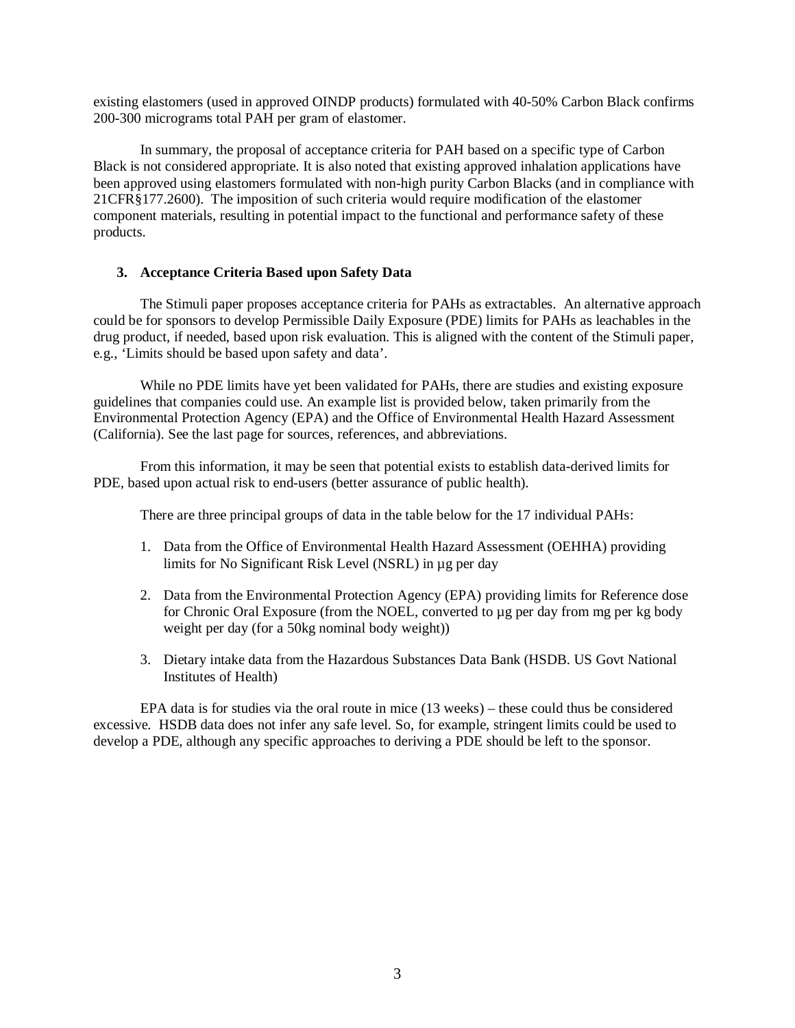existing elastomers (used in approved OINDP products) formulated with 40-50% Carbon Black confirms 200-300 micrograms total PAH per gram of elastomer.

In summary, the proposal of acceptance criteria for PAH based on a specific type of Carbon Black is not considered appropriate. It is also noted that existing approved inhalation applications have been approved using elastomers formulated with non-high purity Carbon Blacks (and in compliance with 21CFR§177.2600). The imposition of such criteria would require modification of the elastomer component materials, resulting in potential impact to the functional and performance safety of these products.

### 3. Acceptance Criteria Based upon Safety Data

The Stimuli paper proposes acceptance criteria for PAHs as extractables. An alternative approach could be for sponsors to develop Permissible Daily Exposure (PDE) limits for PAHs as leachables in the drug product, if needed, based upon risk evaluation. This is aligned with the content of the Stimuli paper, e.g., 'Limits should be based upon safety and data'.

While no PDE limits have yet been validated for PAHs, there are studies and existing exposure guidelines that companies could use. An example list is provided below, taken primarily from the Environmental Protection Agency (EPA) and the Office of Environmental Health Hazard Assessment (California). See the last page for sources, references, and abbreviations.

From this information, it may be seen that potential exists to establish data-derived limits for PDE, based upon actual risk to end-users (better assurance of public health).

There are three principal groups of data in the table below for the 17 individual PAHs:

1. Data from the Office of Environmental Health Hazard Assessment (OEHHA) providing limits for No Significant Risk Level (NSRL) in µg per day
2. Data from the Environmental Protection Agency (EPA) providing limits for Reference dose for Chronic Oral Exposure (from the NOEL, converted to µg per day from mg per kg body weight per day (for a 50kg nominal body weight))
3. Dietary intake data from the Hazardous Substances Data Bank (HSDB. US Govt National Institutes of Health)

EPA data is for studies via the oral route in mice (13 weeks) – these could thus be considered excessive. HSDB data does not infer any safe level. So, for example, stringent limits could be used to develop a PDE, although any specific approaches to deriving a PDE should be left to the sponsor.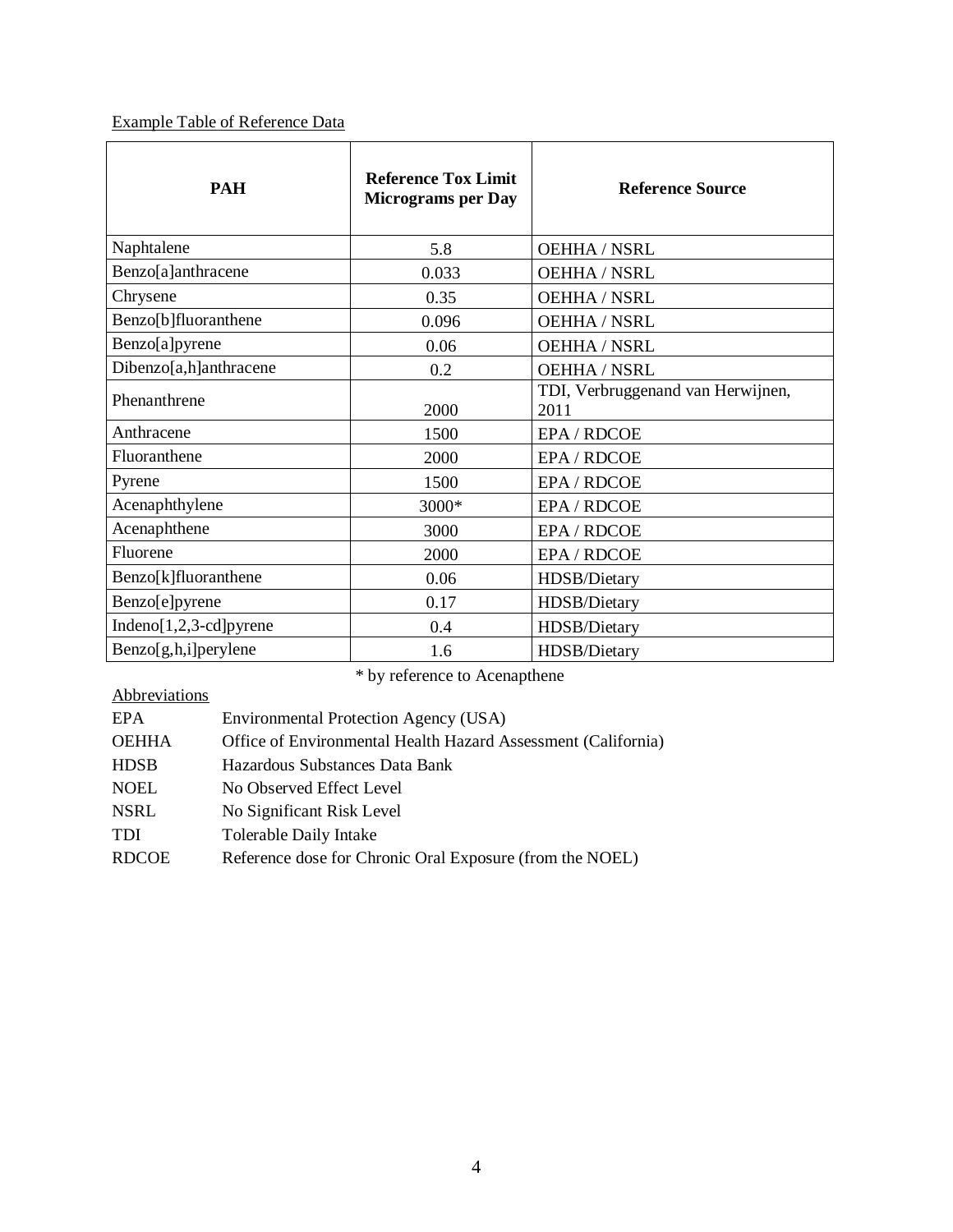Example Table of Reference Data

| PAH | Reference Tox Limit Micrograms per Day | Reference Source |
|---|---|---|
| Naphtalene | 5.8 | OEHHA / NSRL |
| Benzo[a]anthracene | 0.033 | OEHHA / NSRL |
| Chrysene | 0.35 | OEHHA / NSRL |
| Benzo[b]fluoranthene | 0.096 | OEHHA / NSRL |
| Benzo[a]pyrene | 0.06 | OEHHA / NSRL |
| Dibenzo[a,h]anthracene | 0.2 | OEHHA / NSRL |
| Phenanthrene | 2000 | TDI, Verbruggenand van Herwijnen, 2011 |
| Anthracene | 1500 | EPA / RDCOE |
| Fluoranthene | 2000 | EPA / RDCOE |
| Pyrene | 1500 | EPA / RDCOE |
| Acenaphthylene | 3000* | EPA / RDCOE |
| Acenaphthene | 3000 | EPA / RDCOE |
| Fluorene | 2000 | EPA / RDCOE |
| Benzo[k]fluoranthene | 0.06 | HDSB/Dietary |
| Benzo[e]pyrene | 0.17 | HDSB/Dietary |
| Indeno[1,2,3-cd]pyrene | 0.4 | HDSB/Dietary |
| Benzo[g,h,i]perylene | 1.6 | HDSB/Dietary |

* by reference to Acenapthene

Abbreviations

| | |
|---|---|
| EPA | Environmental Protection Agency (USA) |
| OEHHA | Office of Environmental Health Hazard Assessment (California) |
| HDSB | Hazardous Substances Data Bank |
| NOEL | No Observed Effect Level |
| NSRL | No Significant Risk Level |
| TDI | Tolerable Daily Intake |
| RDCOE | Reference dose for Chronic Oral Exposure (from the NOEL) |